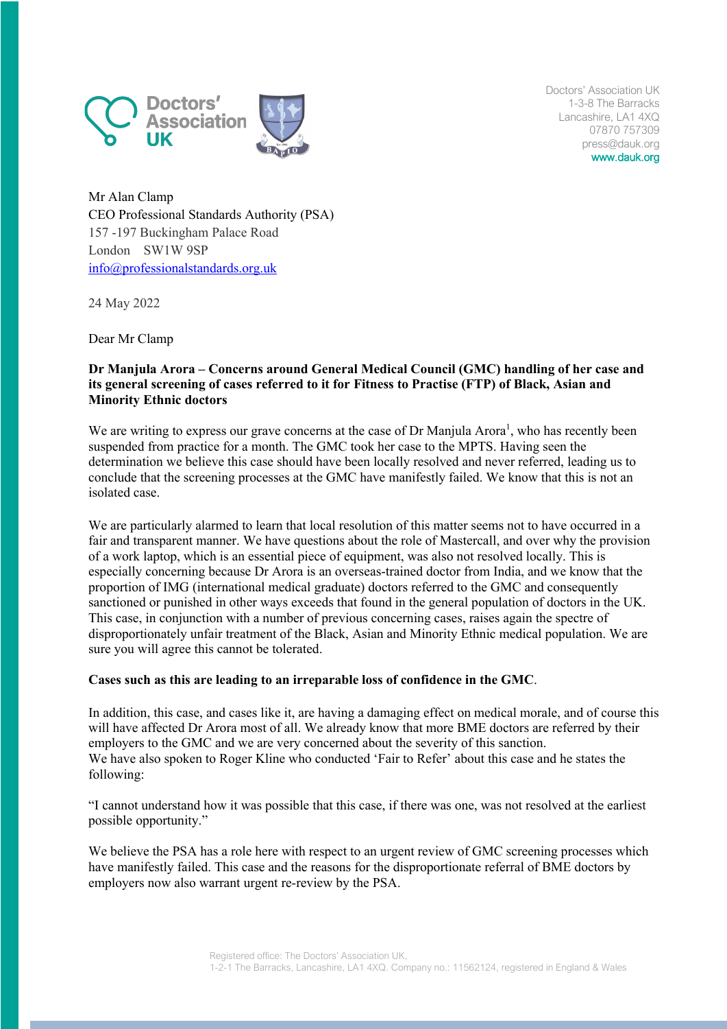Doctors' Association UK
1-3-8 The Barracks
Lancashire, LA1 4XQ
07870 757309
press@dauk.org
www.dauk.org

Mr Alan Clamp
CEO Professional Standards Authority (PSA)
157 -197 Buckingham Palace Road
London SW1W 9SP
info@professionalstandards.org.uk

24 May 2022

Dear Mr Clamp

**Dr Manjula Arora – Concerns around General Medical Council (GMC) handling of her case and its general screening of cases referred to it for Fitness to Practise (FTP) of Black, Asian and Minority Ethnic doctors**

We are writing to express our grave concerns at the case of Dr Manjula Arora[1], who has recently been suspended from practice for a month. The GMC took her case to the MPTS. Having seen the determination we believe this case should have been locally resolved and never referred, leading us to conclude that the screening processes at the GMC have manifestly failed. We know that this is not an isolated case.

We are particularly alarmed to learn that local resolution of this matter seems not to have occurred in a fair and transparent manner. We have questions about the role of Mastercall, and over why the provision of a work laptop, which is an essential piece of equipment, was also not resolved locally. This is especially concerning because Dr Arora is an overseas-trained doctor from India, and we know that the proportion of IMG (international medical graduate) doctors referred to the GMC and consequently sanctioned or punished in other ways exceeds that found in the general population of doctors in the UK. This case, in conjunction with a number of previous concerning cases, raises again the spectre of disproportionately unfair treatment of the Black, Asian and Minority Ethnic medical population. We are sure you will agree this cannot be tolerated.

**Cases such as this are leading to an irreparable loss of confidence in the GMC**.

In addition, this case, and cases like it, are having a damaging effect on medical morale, and of course this will have affected Dr Arora most of all. We already know that more BME doctors are referred by their employers to the GMC and we are very concerned about the severity of this sanction.
We have also spoken to Roger Kline who conducted 'Fair to Refer' about this case and he states the following:

"I cannot understand how it was possible that this case, if there was one, was not resolved at the earliest possible opportunity."

We believe the PSA has a role here with respect to an urgent review of GMC screening processes which have manifestly failed. This case and the reasons for the disproportionate referral of BME doctors by employers now also warrant urgent re-review by the PSA.

Registered office: The Doctors' Association UK,
1-2-1 The Barracks, Lancashire, LA1 4XQ. Company no.: 11562124, registered in England & Wales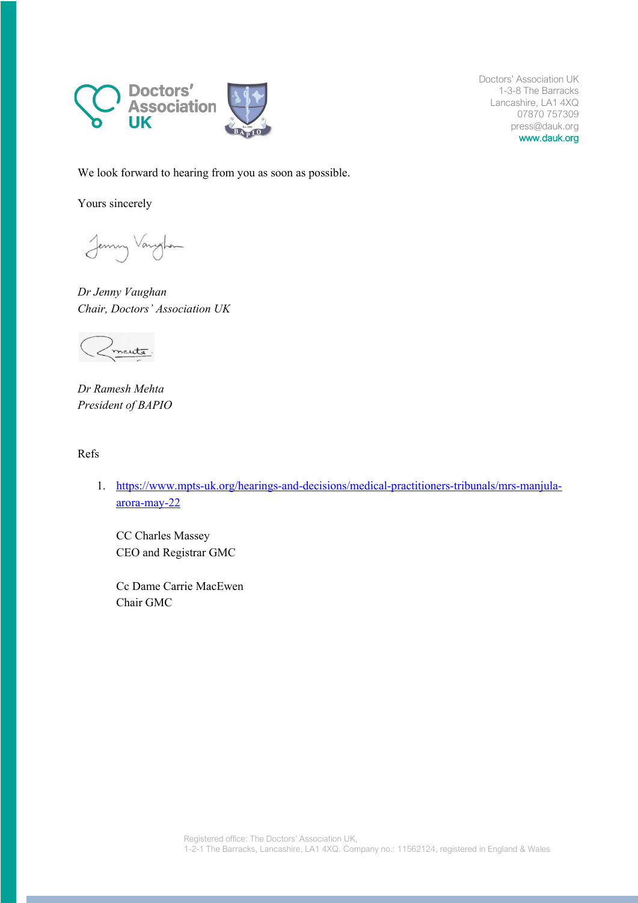We look forward to hearing from you as soon as possible.

Yours sincerely

*Dr Jenny Vaughan*
*Chair, Doctors' Association UK*

*Dr Ramesh Mehta*
*President of BAPIO*

Refs

1. https://www.mpts-uk.org/hearings-and-decisions/medical-practitioners-tribunals/mrs-manjula-arora-may-22

   CC Charles Massey
   CEO and Registrar GMC

   Cc Dame Carrie MacEwen
   Chair GMC